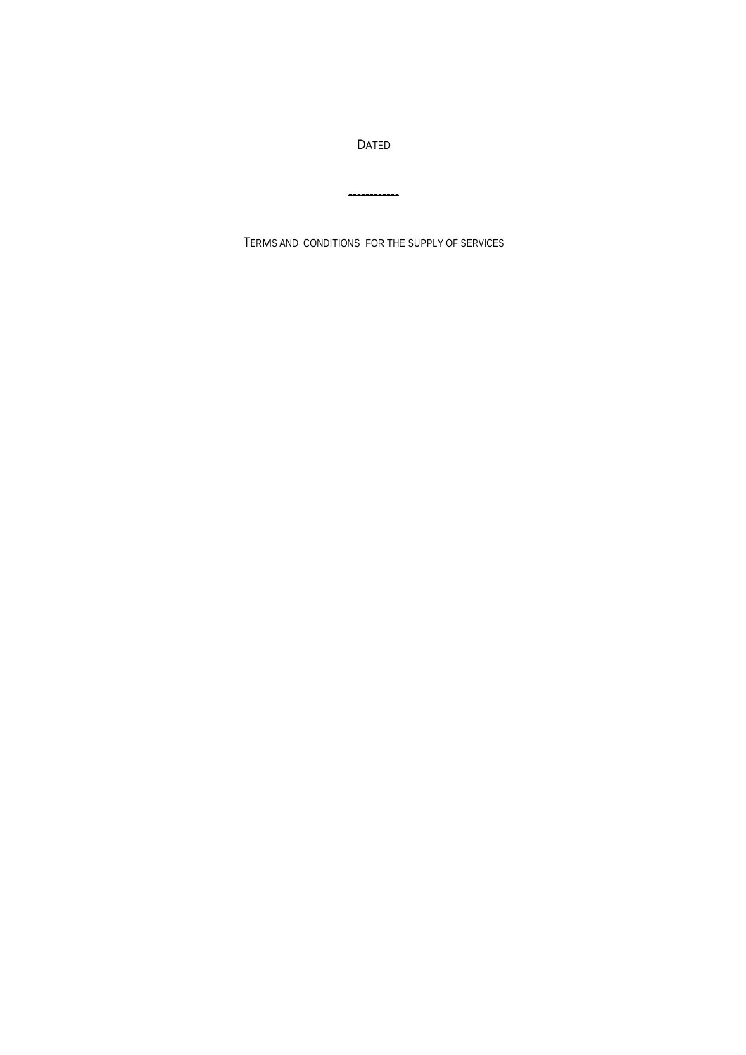DATED

------------

TERMS AND CONDITIONS FOR THE SUPPLY OF SERVICES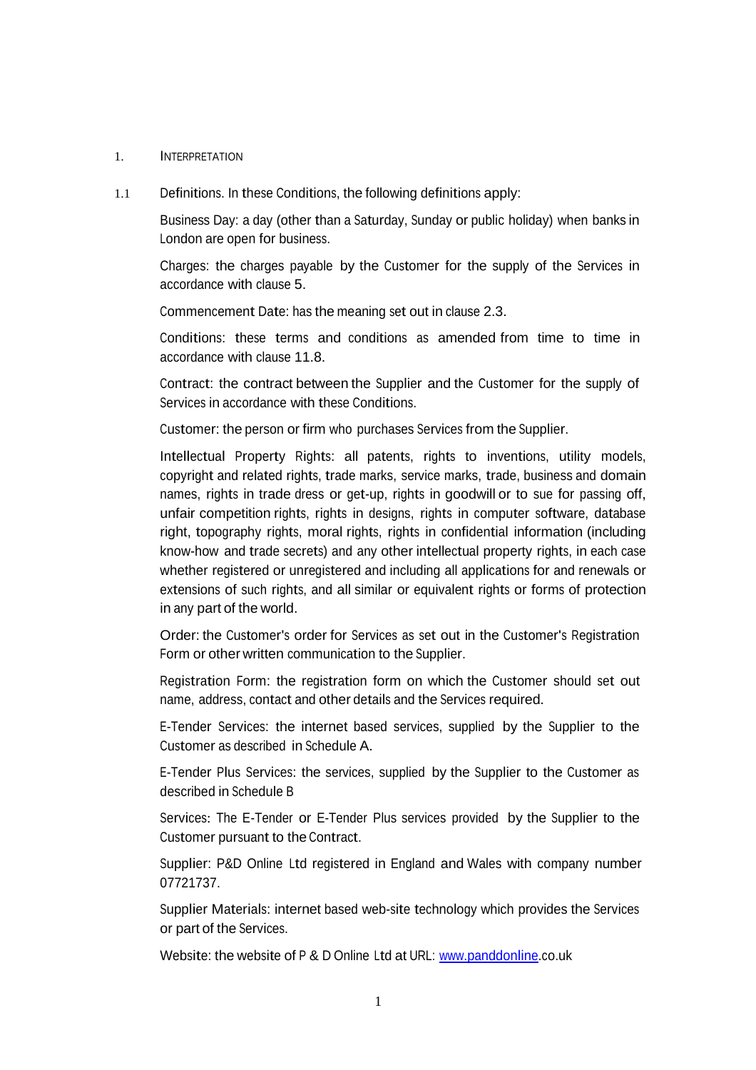## 1. INTERPRETATION

1.1 Definitions. In these Conditions, the following definitions apply:

Business Day: a day (other than a Saturday, Sunday or public holiday) when banks in London are open for business.

Charges: the charges payable by the Customer for the supply of the Services in accordance with clause 5.

Commencement Date: has the meaning set out in clause 2.3.

Conditions: these terms and conditions as amended from time to time in accordance with clause 11.8.

Contract: the contract between the Supplier and the Customer for the supply of Services in accordance with these Conditions.

Customer: the person or firm who purchases Services from the Supplier.

Intellectual Property Rights: all patents, rights to inventions, utility models, copyright and related rights, trade marks, service marks, trade, business and domain names, rights in trade dress or get-up, rights in goodwill or to sue for passing off, unfair competition rights, rights in designs, rights in computer software, database right, topography rights, moral rights, rights in confidential information (including know-how and trade secrets) and any other intellectual property rights, in each case whether registered or unregistered and including all applications for and renewals or extensions of such rights, and all similar or equivalent rights or forms of protection in any part of the world.

Order: the Customer's order for Services as set out in the Customer's Registration Form or other written communication to the Supplier.

Registration Form: the registration form on which the Customer should set out name, address, contact and other details and the Services required.

E-Tender Services: the internet based services, supplied by the Supplier to the Customer as described in Schedule A.

E-Tender Plus Services: the services, supplied by the Supplier to the Customer as described in Schedule B

Services: The E-Tender or E-Tender Plus services provided by the Supplier to the Customer pursuant to the Contract.

Supplier: P&D Online Ltd registered in England and Wales with company number 07721737.

Supplier Materials: internet based web-site technology which provides the Services or part of the Services.

Website: the website of P & D Online Ltd at URL: www.panddonline.co.uk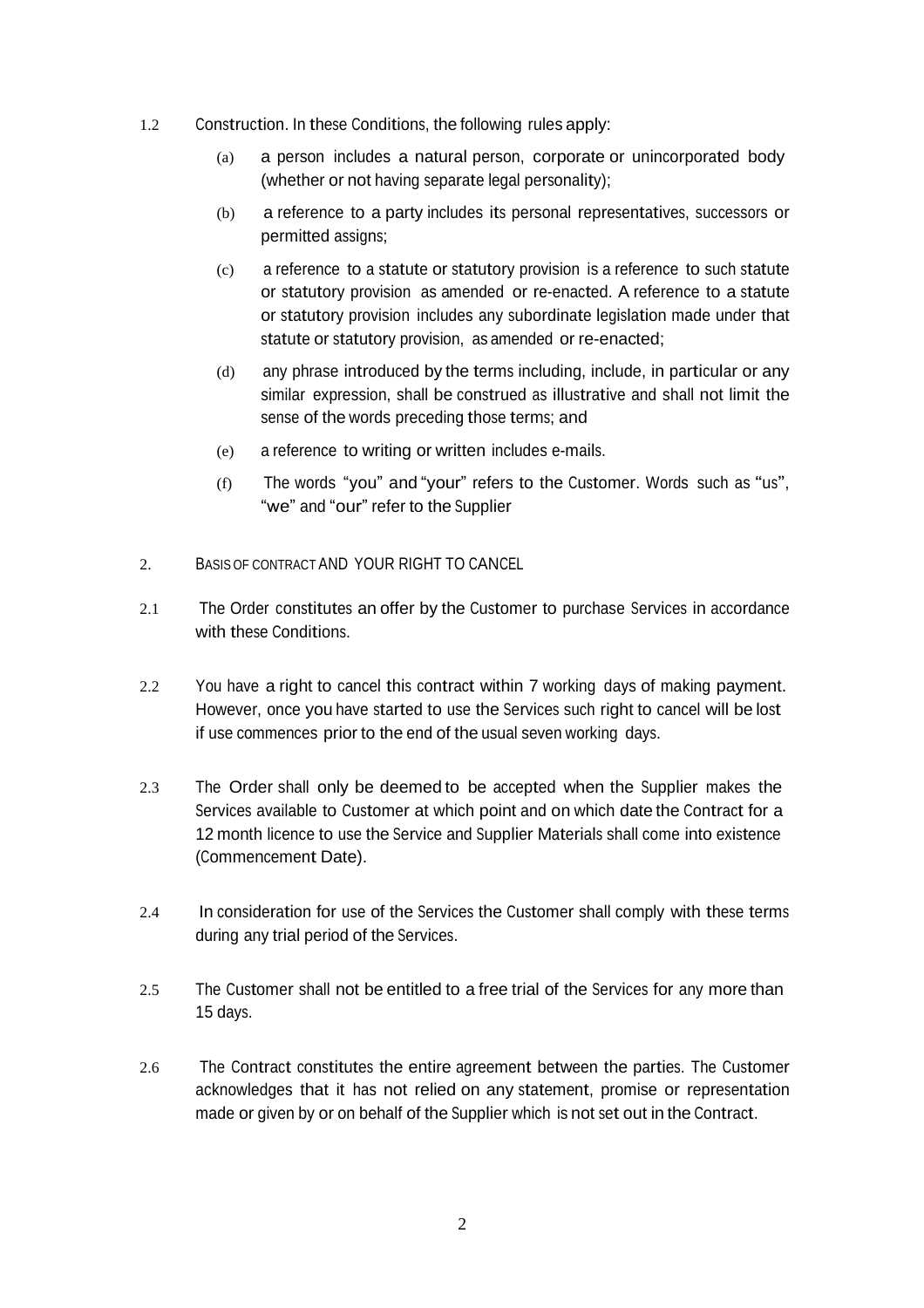1.2 Construction. In these Conditions, the following rules apply:

(a) a person includes a natural person, corporate or unincorporated body (whether or not having separate legal personality);

(b) a reference to a party includes its personal representatives, successors or permitted assigns;

(c) a reference to a statute or statutory provision is a reference to such statute or statutory provision as amended or re-enacted. A reference to a statute or statutory provision includes any subordinate legislation made under that statute or statutory provision, as amended or re-enacted;

(d) any phrase introduced by the terms including, include, in particular or any similar expression, shall be construed as illustrative and shall not limit the sense of the words preceding those terms; and

(e) a reference to writing or written includes e-mails.

(f) The words "you" and "your" refers to the Customer. Words such as "us", "we" and "our" refer to the Supplier

## 2. BASIS OF CONTRACT AND YOUR RIGHT TO CANCEL

2.1 The Order constitutes an offer by the Customer to purchase Services in accordance with these Conditions.

2.2 You have a right to cancel this contract within 7 working days of making payment. However, once you have started to use the Services such right to cancel will be lost if use commences prior to the end of the usual seven working days.

2.3 The Order shall only be deemed to be accepted when the Supplier makes the Services available to Customer at which point and on which date the Contract for a 12 month licence to use the Service and Supplier Materials shall come into existence (Commencement Date).

2.4 In consideration for use of the Services the Customer shall comply with these terms during any trial period of the Services.

2.5 The Customer shall not be entitled to a free trial of the Services for any more than 15 days.

2.6 The Contract constitutes the entire agreement between the parties. The Customer acknowledges that it has not relied on any statement, promise or representation made or given by or on behalf of the Supplier which is not set out in the Contract.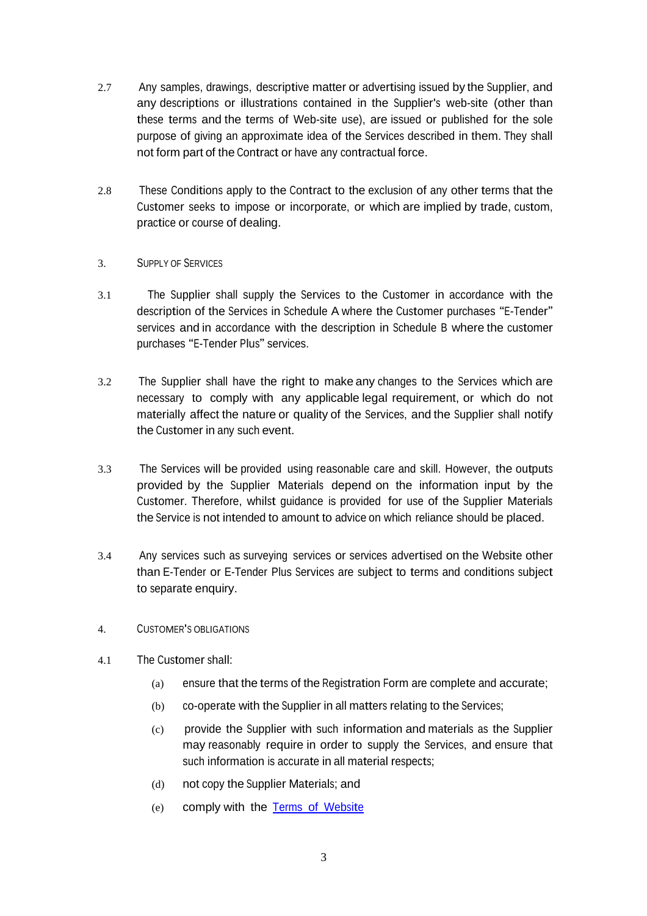2.7 Any samples, drawings, descriptive matter or advertising issued by the Supplier, and any descriptions or illustrations contained in the Supplier's web-site (other than these terms and the terms of Web-site use), are issued or published for the sole purpose of giving an approximate idea of the Services described in them. They shall not form part of the Contract or have any contractual force.

2.8 These Conditions apply to the Contract to the exclusion of any other terms that the Customer seeks to impose or incorporate, or which are implied by trade, custom, practice or course of dealing.

3. SUPPLY OF SERVICES

3.1 The Supplier shall supply the Services to the Customer in accordance with the description of the Services in Schedule A where the Customer purchases "E-Tender" services and in accordance with the description in Schedule B where the customer purchases "E-Tender Plus" services.

3.2 The Supplier shall have the right to make any changes to the Services which are necessary to comply with any applicable legal requirement, or which do not materially affect the nature or quality of the Services, and the Supplier shall notify the Customer in any such event.

3.3 The Services will be provided using reasonable care and skill. However, the outputs provided by the Supplier Materials depend on the information input by the Customer. Therefore, whilst guidance is provided for use of the Supplier Materials the Service is not intended to amount to advice on which reliance should be placed.

3.4 Any services such as surveying services or services advertised on the Website other than E-Tender or E-Tender Plus Services are subject to terms and conditions subject to separate enquiry.

4. CUSTOMER'S OBLIGATIONS

4.1 The Customer shall:

(a) ensure that the terms of the Registration Form are complete and accurate;

(b) co-operate with the Supplier in all matters relating to the Services;

(c) provide the Supplier with such information and materials as the Supplier may reasonably require in order to supply the Services, and ensure that such information is accurate in all material respects;

(d) not copy the Supplier Materials; and

(e) comply with the Terms of Website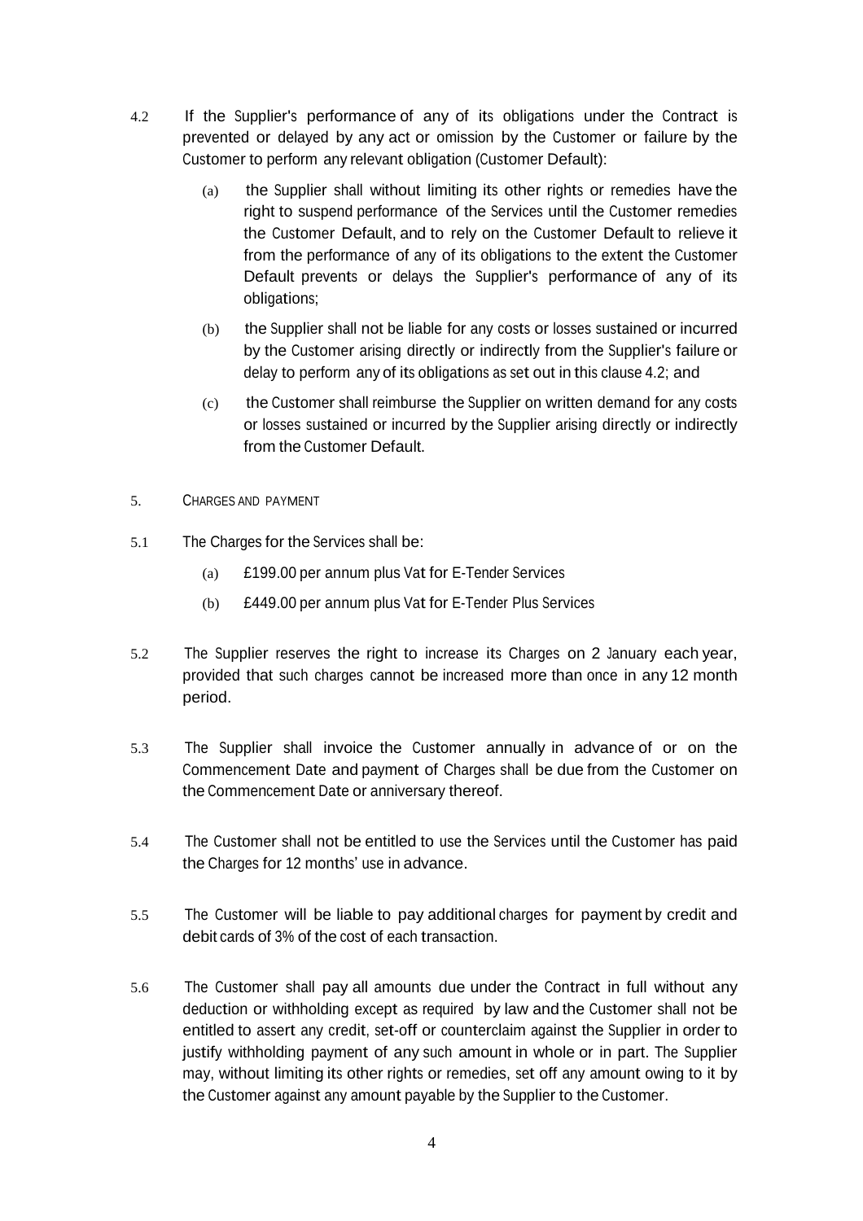4.2 If the Supplier's performance of any of its obligations under the Contract is prevented or delayed by any act or omission by the Customer or failure by the Customer to perform any relevant obligation (Customer Default):

(a) the Supplier shall without limiting its other rights or remedies have the right to suspend performance of the Services until the Customer remedies the Customer Default, and to rely on the Customer Default to relieve it from the performance of any of its obligations to the extent the Customer Default prevents or delays the Supplier's performance of any of its obligations;

(b) the Supplier shall not be liable for any costs or losses sustained or incurred by the Customer arising directly or indirectly from the Supplier's failure or delay to perform any of its obligations as set out in this clause 4.2; and

(c) the Customer shall reimburse the Supplier on written demand for any costs or losses sustained or incurred by the Supplier arising directly or indirectly from the Customer Default.

## 5. CHARGES AND PAYMENT

5.1 The Charges for the Services shall be:

(a) £199.00 per annum plus Vat for E-Tender Services

(b) £449.00 per annum plus Vat for E-Tender Plus Services

5.2 The Supplier reserves the right to increase its Charges on 2 January each year, provided that such charges cannot be increased more than once in any 12 month period.

5.3 The Supplier shall invoice the Customer annually in advance of or on the Commencement Date and payment of Charges shall be due from the Customer on the Commencement Date or anniversary thereof.

5.4 The Customer shall not be entitled to use the Services until the Customer has paid the Charges for 12 months' use in advance.

5.5 The Customer will be liable to pay additional charges for payment by credit and debit cards of 3% of the cost of each transaction.

5.6 The Customer shall pay all amounts due under the Contract in full without any deduction or withholding except as required by law and the Customer shall not be entitled to assert any credit, set-off or counterclaim against the Supplier in order to justify withholding payment of any such amount in whole or in part. The Supplier may, without limiting its other rights or remedies, set off any amount owing to it by the Customer against any amount payable by the Supplier to the Customer.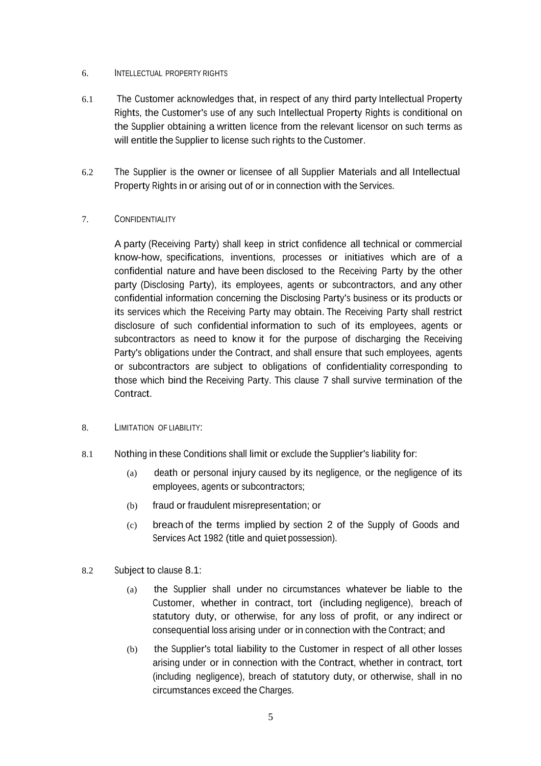## 6. INTELLECTUAL PROPERTY RIGHTS

6.1 The Customer acknowledges that, in respect of any third party Intellectual Property Rights, the Customer's use of any such Intellectual Property Rights is conditional on the Supplier obtaining a written licence from the relevant licensor on such terms as will entitle the Supplier to license such rights to the Customer.

6.2 The Supplier is the owner or licensee of all Supplier Materials and all Intellectual Property Rights in or arising out of or in connection with the Services.

## 7. CONFIDENTIALITY

A party (Receiving Party) shall keep in strict confidence all technical or commercial know-how, specifications, inventions, processes or initiatives which are of a confidential nature and have been disclosed to the Receiving Party by the other party (Disclosing Party), its employees, agents or subcontractors, and any other confidential information concerning the Disclosing Party's business or its products or its services which the Receiving Party may obtain. The Receiving Party shall restrict disclosure of such confidential information to such of its employees, agents or subcontractors as need to know it for the purpose of discharging the Receiving Party's obligations under the Contract, and shall ensure that such employees, agents or subcontractors are subject to obligations of confidentiality corresponding to those which bind the Receiving Party. This clause 7 shall survive termination of the Contract.

## 8. LIMITATION OF LIABILITY:

8.1 Nothing in these Conditions shall limit or exclude the Supplier's liability for:

(a) death or personal injury caused by its negligence, or the negligence of its employees, agents or subcontractors;

(b) fraud or fraudulent misrepresentation; or

(c) breach of the terms implied by section 2 of the Supply of Goods and Services Act 1982 (title and quiet possession).

8.2 Subject to clause 8.1:

(a) the Supplier shall under no circumstances whatever be liable to the Customer, whether in contract, tort (including negligence), breach of statutory duty, or otherwise, for any loss of profit, or any indirect or consequential loss arising under or in connection with the Contract; and

(b) the Supplier's total liability to the Customer in respect of all other losses arising under or in connection with the Contract, whether in contract, tort (including negligence), breach of statutory duty, or otherwise, shall in no circumstances exceed the Charges.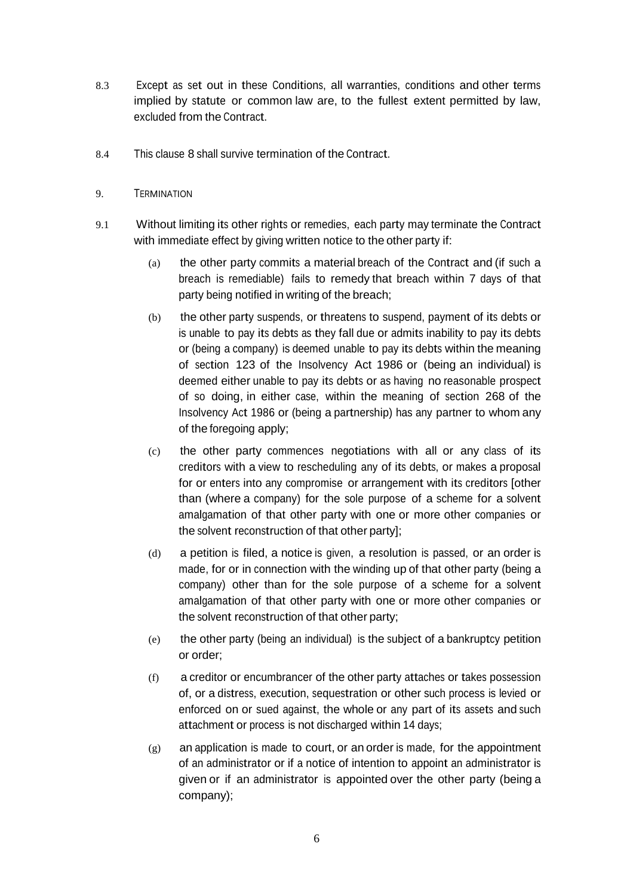8.3 Except as set out in these Conditions, all warranties, conditions and other terms implied by statute or common law are, to the fullest extent permitted by law, excluded from the Contract.

8.4 This clause 8 shall survive termination of the Contract.

9. TERMINATION

9.1 Without limiting its other rights or remedies, each party may terminate the Contract with immediate effect by giving written notice to the other party if:

(a) the other party commits a material breach of the Contract and (if such a breach is remediable) fails to remedy that breach within 7 days of that party being notified in writing of the breach;

(b) the other party suspends, or threatens to suspend, payment of its debts or is unable to pay its debts as they fall due or admits inability to pay its debts or (being a company) is deemed unable to pay its debts within the meaning of section 123 of the Insolvency Act 1986 or (being an individual) is deemed either unable to pay its debts or as having no reasonable prospect of so doing, in either case, within the meaning of section 268 of the Insolvency Act 1986 or (being a partnership) has any partner to whom any of the foregoing apply;

(c) the other party commences negotiations with all or any class of its creditors with a view to rescheduling any of its debts, or makes a proposal for or enters into any compromise or arrangement with its creditors [other than (where a company) for the sole purpose of a scheme for a solvent amalgamation of that other party with one or more other companies or the solvent reconstruction of that other party];

(d) a petition is filed, a notice is given, a resolution is passed, or an order is made, for or in connection with the winding up of that other party (being a company) other than for the sole purpose of a scheme for a solvent amalgamation of that other party with one or more other companies or the solvent reconstruction of that other party;

(e) the other party (being an individual) is the subject of a bankruptcy petition or order;

(f) a creditor or encumbrancer of the other party attaches or takes possession of, or a distress, execution, sequestration or other such process is levied or enforced on or sued against, the whole or any part of its assets and such attachment or process is not discharged within 14 days;

(g) an application is made to court, or an order is made, for the appointment of an administrator or if a notice of intention to appoint an administrator is given or if an administrator is appointed over the other party (being a company);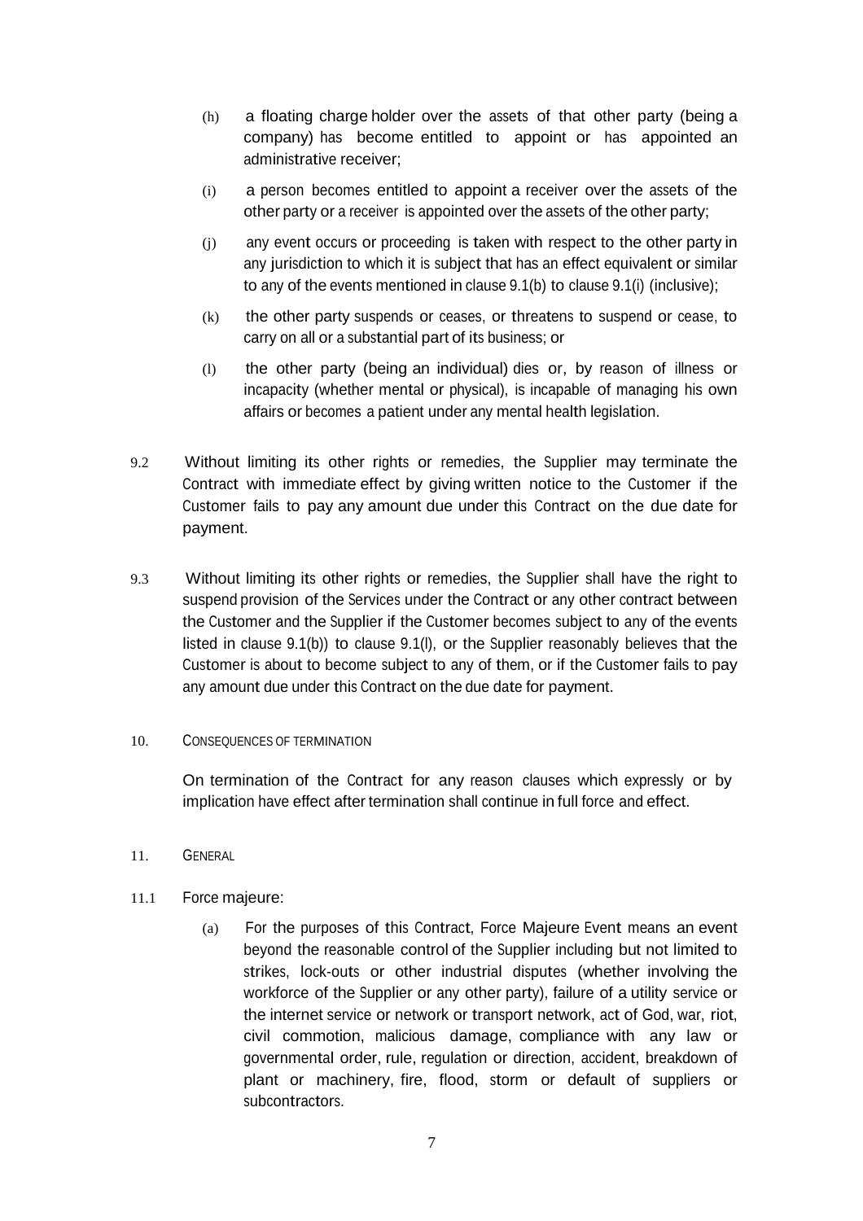(h) a floating charge holder over the assets of that other party (being a company) has become entitled to appoint or has appointed an administrative receiver;

(i) a person becomes entitled to appoint a receiver over the assets of the other party or a receiver is appointed over the assets of the other party;

(j) any event occurs or proceeding is taken with respect to the other party in any jurisdiction to which it is subject that has an effect equivalent or similar to any of the events mentioned in clause 9.1(b) to clause 9.1(i) (inclusive);

(k) the other party suspends or ceases, or threatens to suspend or cease, to carry on all or a substantial part of its business; or

(l) the other party (being an individual) dies or, by reason of illness or incapacity (whether mental or physical), is incapable of managing his own affairs or becomes a patient under any mental health legislation.

9.2 Without limiting its other rights or remedies, the Supplier may terminate the Contract with immediate effect by giving written notice to the Customer if the Customer fails to pay any amount due under this Contract on the due date for payment.

9.3 Without limiting its other rights or remedies, the Supplier shall have the right to suspend provision of the Services under the Contract or any other contract between the Customer and the Supplier if the Customer becomes subject to any of the events listed in clause 9.1(b)) to clause 9.1(l), or the Supplier reasonably believes that the Customer is about to become subject to any of them, or if the Customer fails to pay any amount due under this Contract on the due date for payment.

10. CONSEQUENCES OF TERMINATION

On termination of the Contract for any reason clauses which expressly or by implication have effect after termination shall continue in full force and effect.

11. GENERAL

11.1 Force majeure:

(a) For the purposes of this Contract, Force Majeure Event means an event beyond the reasonable control of the Supplier including but not limited to strikes, lock-outs or other industrial disputes (whether involving the workforce of the Supplier or any other party), failure of a utility service or the internet service or network or transport network, act of God, war, riot, civil commotion, malicious damage, compliance with any law or governmental order, rule, regulation or direction, accident, breakdown of plant or machinery, fire, flood, storm or default of suppliers or subcontractors.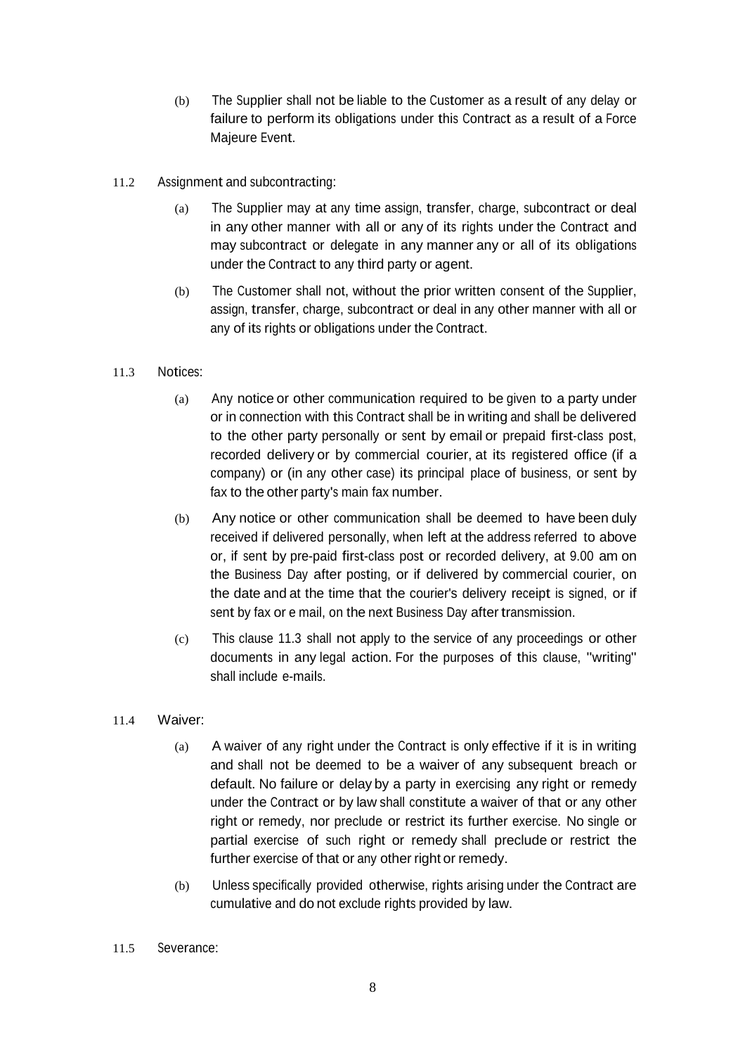(b) The Supplier shall not be liable to the Customer as a result of any delay or failure to perform its obligations under this Contract as a result of a Force Majeure Event.

11.2 Assignment and subcontracting:

(a) The Supplier may at any time assign, transfer, charge, subcontract or deal in any other manner with all or any of its rights under the Contract and may subcontract or delegate in any manner any or all of its obligations under the Contract to any third party or agent.

(b) The Customer shall not, without the prior written consent of the Supplier, assign, transfer, charge, subcontract or deal in any other manner with all or any of its rights or obligations under the Contract.

11.3 Notices:

(a) Any notice or other communication required to be given to a party under or in connection with this Contract shall be in writing and shall be delivered to the other party personally or sent by email or prepaid first-class post, recorded delivery or by commercial courier, at its registered office (if a company) or (in any other case) its principal place of business, or sent by fax to the other party's main fax number.

(b) Any notice or other communication shall be deemed to have been duly received if delivered personally, when left at the address referred to above or, if sent by pre-paid first-class post or recorded delivery, at 9.00 am on the Business Day after posting, or if delivered by commercial courier, on the date and at the time that the courier's delivery receipt is signed, or if sent by fax or e mail, on the next Business Day after transmission.

(c) This clause 11.3 shall not apply to the service of any proceedings or other documents in any legal action. For the purposes of this clause, "writing" shall include e-mails.

11.4 Waiver:

(a) A waiver of any right under the Contract is only effective if it is in writing and shall not be deemed to be a waiver of any subsequent breach or default. No failure or delay by a party in exercising any right or remedy under the Contract or by law shall constitute a waiver of that or any other right or remedy, nor preclude or restrict its further exercise. No single or partial exercise of such right or remedy shall preclude or restrict the further exercise of that or any other right or remedy.

(b) Unless specifically provided otherwise, rights arising under the Contract are cumulative and do not exclude rights provided by law.

11.5 Severance: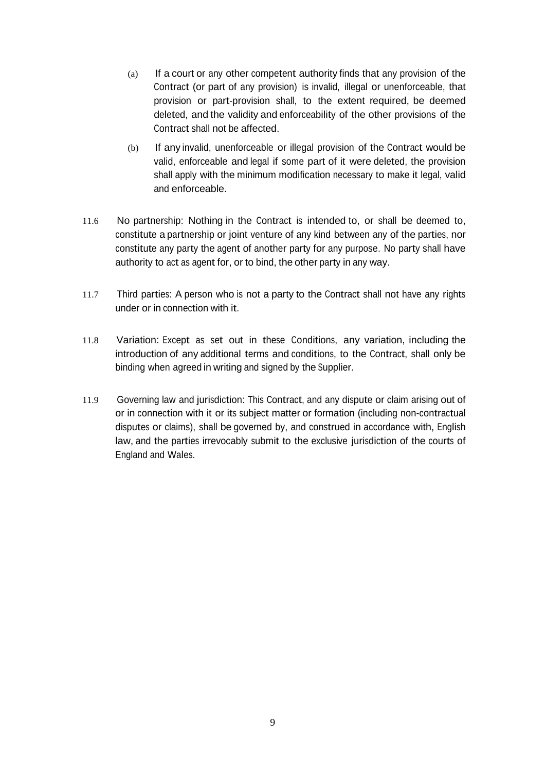(a) If a court or any other competent authority finds that any provision of the Contract (or part of any provision) is invalid, illegal or unenforceable, that provision or part-provision shall, to the extent required, be deemed deleted, and the validity and enforceability of the other provisions of the Contract shall not be affected.

(b) If any invalid, unenforceable or illegal provision of the Contract would be valid, enforceable and legal if some part of it were deleted, the provision shall apply with the minimum modification necessary to make it legal, valid and enforceable.

11.6 No partnership: Nothing in the Contract is intended to, or shall be deemed to, constitute a partnership or joint venture of any kind between any of the parties, nor constitute any party the agent of another party for any purpose. No party shall have authority to act as agent for, or to bind, the other party in any way.

11.7 Third parties: A person who is not a party to the Contract shall not have any rights under or in connection with it.

11.8 Variation: Except as set out in these Conditions, any variation, including the introduction of any additional terms and conditions, to the Contract, shall only be binding when agreed in writing and signed by the Supplier.

11.9 Governing law and jurisdiction: This Contract, and any dispute or claim arising out of or in connection with it or its subject matter or formation (including non-contractual disputes or claims), shall be governed by, and construed in accordance with, English law, and the parties irrevocably submit to the exclusive jurisdiction of the courts of England and Wales.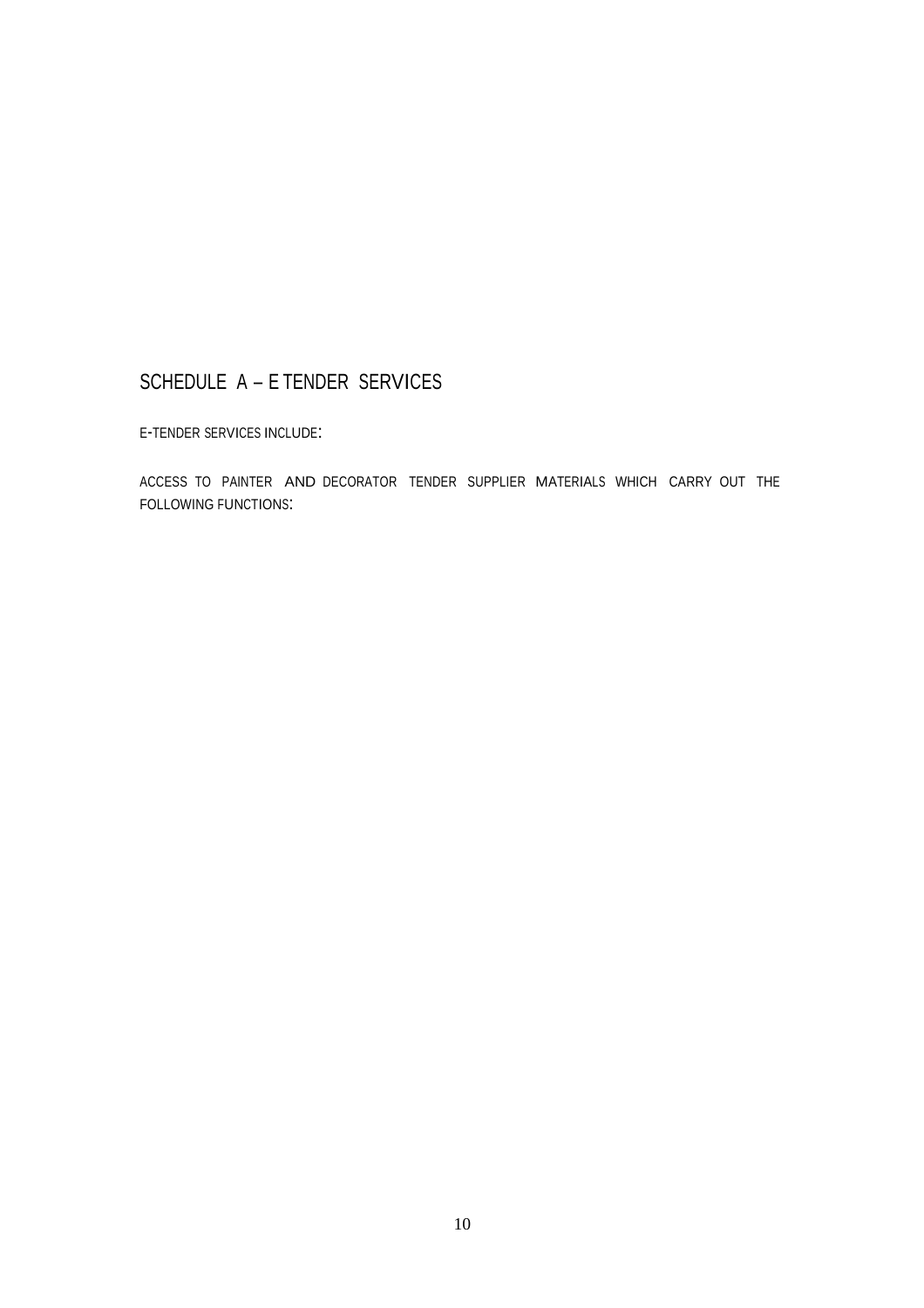## SCHEDULE A – E TENDER SERVICES

E-TENDER SERVICES INCLUDE:

ACCESS TO PAINTER AND DECORATOR TENDER SUPPLIER MATERIALS WHICH CARRY OUT THE FOLLOWING FUNCTIONS: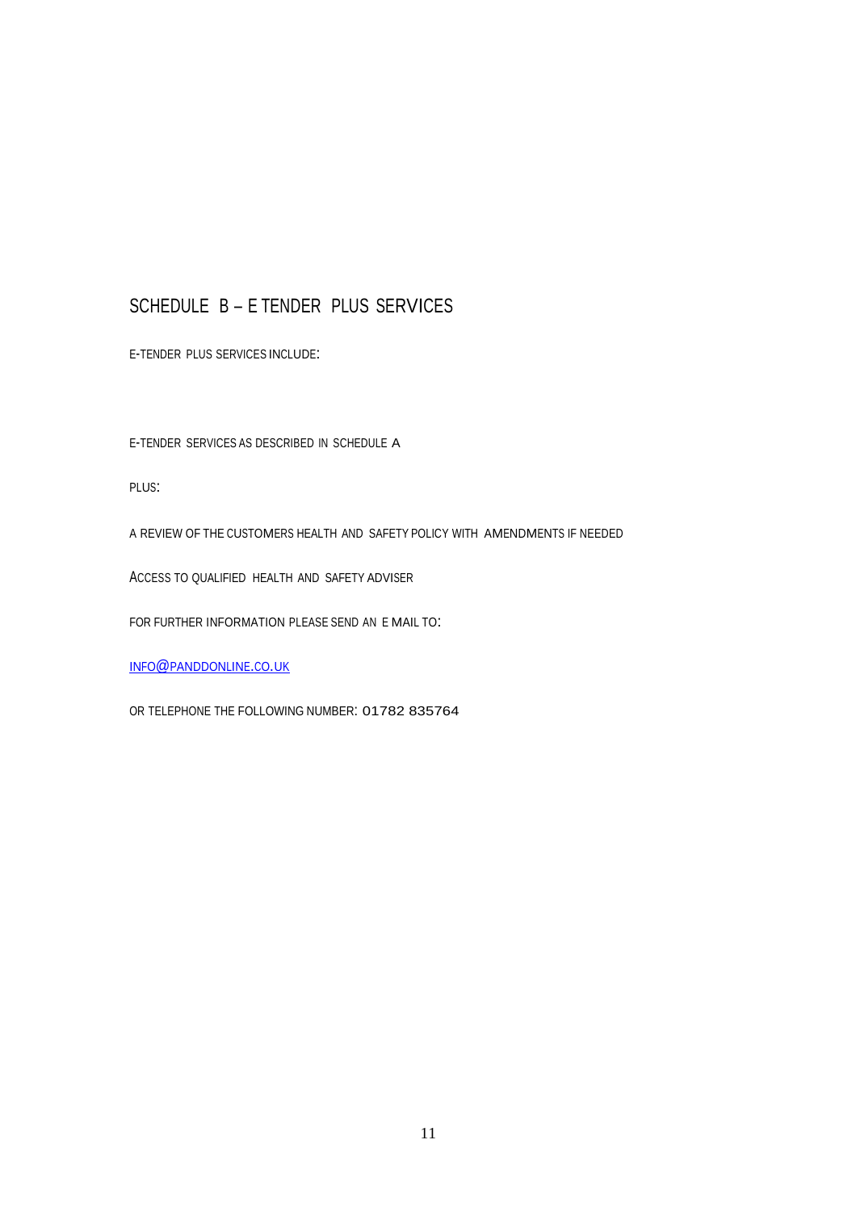## SCHEDULE B – E TENDER PLUS SERVICES

E-TENDER PLUS SERVICES INCLUDE:

E-TENDER SERVICES AS DESCRIBED IN SCHEDULE A

PLUS:

A REVIEW OF THE CUSTOMERS HEALTH AND SAFETY POLICY WITH AMENDMENTS IF NEEDED

ACCESS TO QUALIFIED HEALTH AND SAFETY ADVISER

FOR FURTHER INFORMATION PLEASE SEND AN E MAIL TO:

INFO@PANDDONLINE.CO.UK

OR TELEPHONE THE FOLLOWING NUMBER: 01782 835764